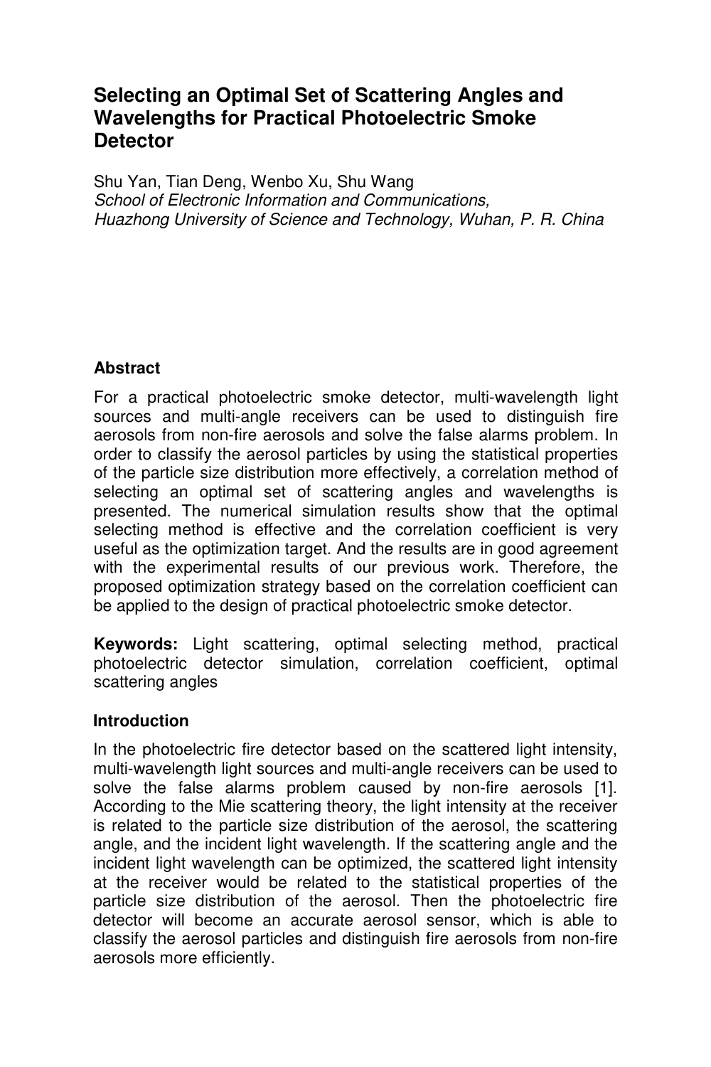# Selecting an Optimal Set of Scattering Angles and Wavelengths for Practical Photoelectric Smoke Detector

Shu Yan, Tian Deng, Wenbo Xu, Shu Wang

*School of Electronic Information and Communications,*
*Huazhong University of Science and Technology, Wuhan, P. R. China*

## Abstract

For a practical photoelectric smoke detector, multi-wavelength light sources and multi-angle receivers can be used to distinguish fire aerosols from non-fire aerosols and solve the false alarms problem. In order to classify the aerosol particles by using the statistical properties of the particle size distribution more effectively, a correlation method of selecting an optimal set of scattering angles and wavelengths is presented. The numerical simulation results show that the optimal selecting method is effective and the correlation coefficient is very useful as the optimization target. And the results are in good agreement with the experimental results of our previous work. Therefore, the proposed optimization strategy based on the correlation coefficient can be applied to the design of practical photoelectric smoke detector.

**Keywords:** Light scattering, optimal selecting method, practical photoelectric detector simulation, correlation coefficient, optimal scattering angles

## Introduction

In the photoelectric fire detector based on the scattered light intensity, multi-wavelength light sources and multi-angle receivers can be used to solve the false alarms problem caused by non-fire aerosols [1]. According to the Mie scattering theory, the light intensity at the receiver is related to the particle size distribution of the aerosol, the scattering angle, and the incident light wavelength. If the scattering angle and the incident light wavelength can be optimized, the scattered light intensity at the receiver would be related to the statistical properties of the particle size distribution of the aerosol. Then the photoelectric fire detector will become an accurate aerosol sensor, which is able to classify the aerosol particles and distinguish fire aerosols from non-fire aerosols more efficiently.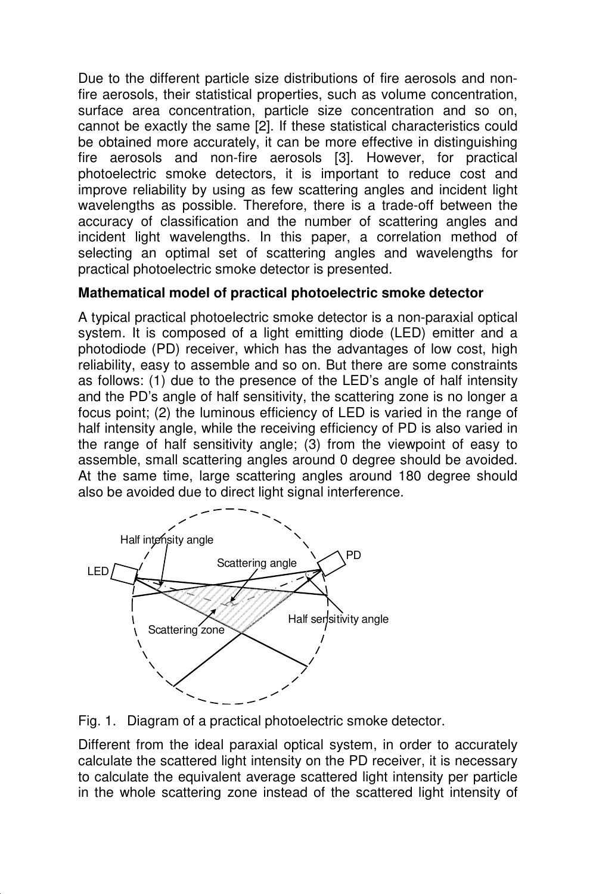Due to the different particle size distributions of fire aerosols and non-fire aerosols, their statistical properties, such as volume concentration, surface area concentration, particle size concentration and so on, cannot be exactly the same [2]. If these statistical characteristics could be obtained more accurately, it can be more effective in distinguishing fire aerosols and non-fire aerosols [3]. However, for practical photoelectric smoke detectors, it is important to reduce cost and improve reliability by using as few scattering angles and incident light wavelengths as possible. Therefore, there is a trade-off between the accuracy of classification and the number of scattering angles and incident light wavelengths. In this paper, a correlation method of selecting an optimal set of scattering angles and wavelengths for practical photoelectric smoke detector is presented.

**Mathematical model of practical photoelectric smoke detector**

A typical practical photoelectric smoke detector is a non-paraxial optical system. It is composed of a light emitting diode (LED) emitter and a photodiode (PD) receiver, which has the advantages of low cost, high reliability, easy to assemble and so on. But there are some constraints as follows: (1) due to the presence of the LED's angle of half intensity and the PD's angle of half sensitivity, the scattering zone is no longer a focus point; (2) the luminous efficiency of LED is varied in the range of half intensity angle, while the receiving efficiency of PD is also varied in the range of half sensitivity angle; (3) from the viewpoint of easy to assemble, small scattering angles around 0 degree should be avoided. At the same time, large scattering angles around 180 degree should also be avoided due to direct light signal interference.

Fig. 1. Diagram of a practical photoelectric smoke detector.

Different from the ideal paraxial optical system, in order to accurately calculate the scattered light intensity on the PD receiver, it is necessary to calculate the equivalent average scattered light intensity per particle in the whole scattering zone instead of the scattered light intensity of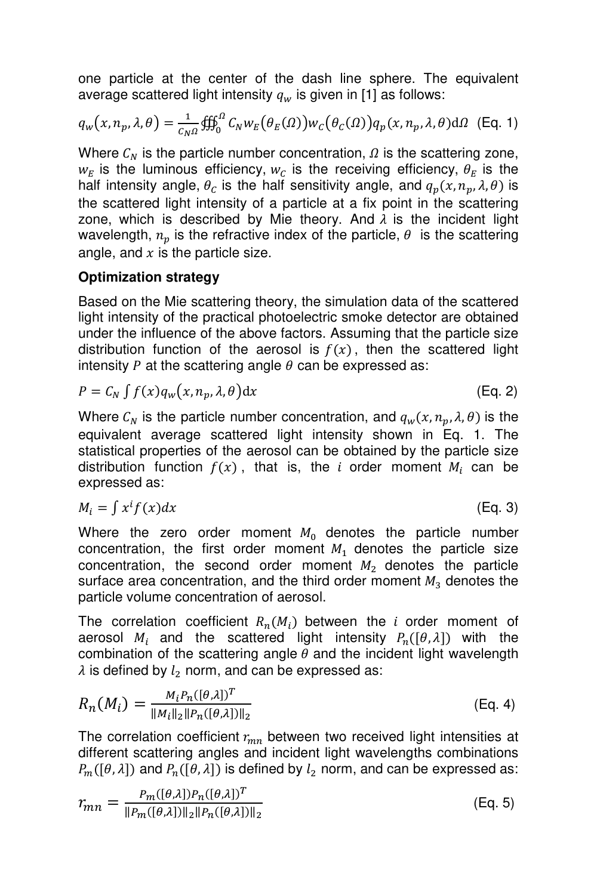one particle at the center of the dash line sphere. The equivalent average scattered light intensity $q_w$ is given in [1] as follows:

$$q_w(x, n_p, \lambda, \theta) = \frac{1}{C_N \Omega} \oiiint_0^{\Omega} C_N w_E(\theta_E(\Omega)) w_C(\theta_C(\Omega)) q_p(x, n_p, \lambda, \theta) \mathrm{d}\Omega \quad \text{(Eq. 1)}$$

Where $C_N$ is the particle number concentration, $\Omega$ is the scattering zone, $w_E$ is the luminous efficiency, $w_C$ is the receiving efficiency, $\theta_E$ is the half intensity angle, $\theta_C$ is the half sensitivity angle, and $q_p(x, n_p, \lambda, \theta)$ is the scattered light intensity of a particle at a fix point in the scattering zone, which is described by Mie theory. And $\lambda$ is the incident light wavelength, $n_p$ is the refractive index of the particle, $\theta$ is the scattering angle, and $x$ is the particle size.

**Optimization strategy**

Based on the Mie scattering theory, the simulation data of the scattered light intensity of the practical photoelectric smoke detector are obtained under the influence of the above factors. Assuming that the particle size distribution function of the aerosol is $f(x)$, then the scattered light intensity $P$ at the scattering angle $\theta$ can be expressed as:

$$P = C_N \int f(x) q_w(x, n_p, \lambda, \theta) \mathrm{d}x \quad \text{(Eq. 2)}$$

Where $C_N$ is the particle number concentration, and $q_w(x, n_p, \lambda, \theta)$ is the equivalent average scattered light intensity shown in Eq. 1. The statistical properties of the aerosol can be obtained by the particle size distribution function $f(x)$, that is, the $i$ order moment $M_i$ can be expressed as:

$$M_i = \int x^i f(x) dx \quad \text{(Eq. 3)}$$

Where the zero order moment $M_0$ denotes the particle number concentration, the first order moment $M_1$ denotes the particle size concentration, the second order moment $M_2$ denotes the particle surface area concentration, and the third order moment $M_3$ denotes the particle volume concentration of aerosol.

The correlation coefficient $R_n(M_i)$ between the $i$ order moment of aerosol $M_i$ and the scattered light intensity $P_n([\theta, \lambda])$ with the combination of the scattering angle $\theta$ and the incident light wavelength $\lambda$ is defined by $l_2$ norm, and can be expressed as:

$$R_n(M_i) = \frac{M_i P_n([\theta, \lambda])^T}{\|M_i\|_2 \|P_n([\theta, \lambda])\|_2} \quad \text{(Eq. 4)}$$

The correlation coefficient $r_{mn}$ between two received light intensities at different scattering angles and incident light wavelengths combinations $P_m([\theta, \lambda])$ and $P_n([\theta, \lambda])$ is defined by $l_2$ norm, and can be expressed as:

$$r_{mn} = \frac{P_m([\theta, \lambda]) P_n([\theta, \lambda])^T}{\|P_m([\theta, \lambda])\|_2 \|P_n([\theta, \lambda])\|_2} \quad \text{(Eq. 5)}$$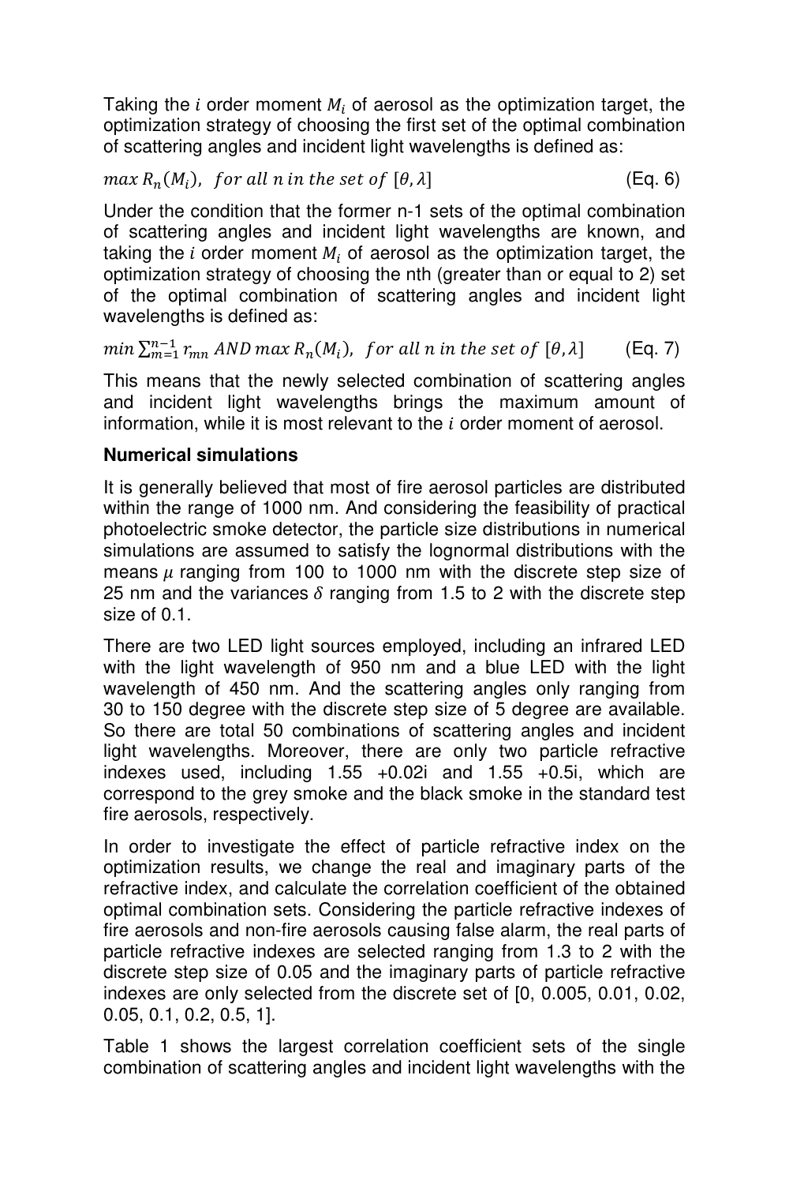Taking the $i$ order moment $M_i$ of aerosol as the optimization target, the optimization strategy of choosing the first set of the optimal combination of scattering angles and incident light wavelengths is defined as:

$$max\, R_n(M_i),\ \ for\ all\ n\ in\ the\ set\ of\ [\theta, \lambda] \qquad \text{(Eq. 6)}$$

Under the condition that the former n-1 sets of the optimal combination of scattering angles and incident light wavelengths are known, and taking the $i$ order moment $M_i$ of aerosol as the optimization target, the optimization strategy of choosing the nth (greater than or equal to 2) set of the optimal combination of scattering angles and incident light wavelengths is defined as:

$$min \sum_{m=1}^{n-1} r_{mn}\ AND\ max\, R_n(M_i),\ \ for\ all\ n\ in\ the\ set\ of\ [\theta, \lambda] \qquad \text{(Eq. 7)}$$

This means that the newly selected combination of scattering angles and incident light wavelengths brings the maximum amount of information, while it is most relevant to the $i$ order moment of aerosol.

**Numerical simulations**

It is generally believed that most of fire aerosol particles are distributed within the range of 1000 nm. And considering the feasibility of practical photoelectric smoke detector, the particle size distributions in numerical simulations are assumed to satisfy the lognormal distributions with the means $\mu$ ranging from 100 to 1000 nm with the discrete step size of 25 nm and the variances $\delta$ ranging from 1.5 to 2 with the discrete step size of 0.1.

There are two LED light sources employed, including an infrared LED with the light wavelength of 950 nm and a blue LED with the light wavelength of 450 nm. And the scattering angles only ranging from 30 to 150 degree with the discrete step size of 5 degree are available. So there are total 50 combinations of scattering angles and incident light wavelengths. Moreover, there are only two particle refractive indexes used, including 1.55 +0.02i and 1.55 +0.5i, which are correspond to the grey smoke and the black smoke in the standard test fire aerosols, respectively.

In order to investigate the effect of particle refractive index on the optimization results, we change the real and imaginary parts of the refractive index, and calculate the correlation coefficient of the obtained optimal combination sets. Considering the particle refractive indexes of fire aerosols and non-fire aerosols causing false alarm, the real parts of particle refractive indexes are selected ranging from 1.3 to 2 with the discrete step size of 0.05 and the imaginary parts of particle refractive indexes are only selected from the discrete set of [0, 0.005, 0.01, 0.02, 0.05, 0.1, 0.2, 0.5, 1].

Table 1 shows the largest correlation coefficient sets of the single combination of scattering angles and incident light wavelengths with the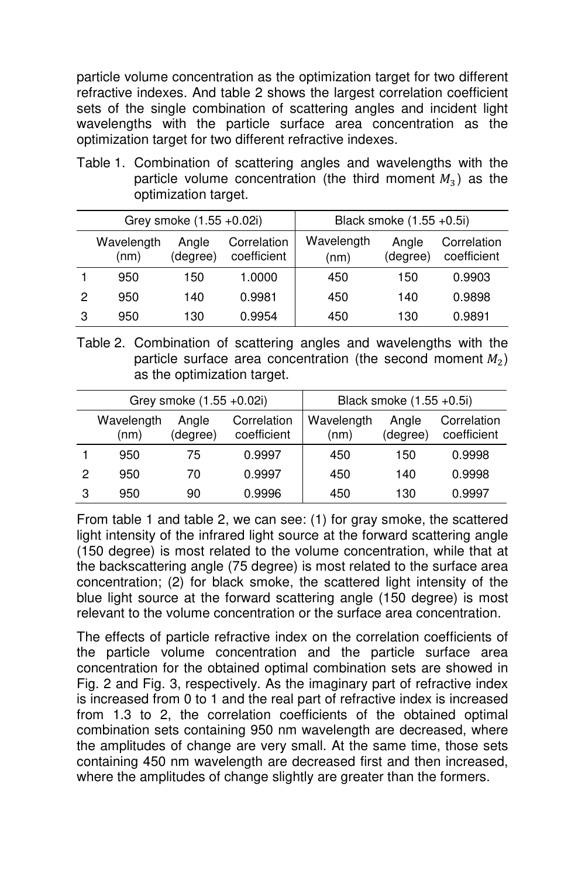particle volume concentration as the optimization target for two different refractive indexes. And table 2 shows the largest correlation coefficient sets of the single combination of scattering angles and incident light wavelengths with the particle surface area concentration as the optimization target for two different refractive indexes.

Table 1. Combination of scattering angles and wavelengths with the particle volume concentration (the third moment $M_3$) as the optimization target.

| | Grey smoke (1.55 +0.02i) | | | Black smoke (1.55 +0.5i) | | |
|---|---|---|---|---|---|---|
| | Wavelength (nm) | Angle (degree) | Correlation coefficient | Wavelength (nm) | Angle (degree) | Correlation coefficient |
| 1 | 950 | 150 | 1.0000 | 450 | 150 | 0.9903 |
| 2 | 950 | 140 | 0.9981 | 450 | 140 | 0.9898 |
| 3 | 950 | 130 | 0.9954 | 450 | 130 | 0.9891 |

Table 2. Combination of scattering angles and wavelengths with the particle surface area concentration (the second moment $M_2$) as the optimization target.

| | Grey smoke (1.55 +0.02i) | | | Black smoke (1.55 +0.5i) | | |
|---|---|---|---|---|---|---|
| | Wavelength (nm) | Angle (degree) | Correlation coefficient | Wavelength (nm) | Angle (degree) | Correlation coefficient |
| 1 | 950 | 75 | 0.9997 | 450 | 150 | 0.9998 |
| 2 | 950 | 70 | 0.9997 | 450 | 140 | 0.9998 |
| 3 | 950 | 90 | 0.9996 | 450 | 130 | 0.9997 |

From table 1 and table 2, we can see: (1) for gray smoke, the scattered light intensity of the infrared light source at the forward scattering angle (150 degree) is most related to the volume concentration, while that at the backscattering angle (75 degree) is most related to the surface area concentration; (2) for black smoke, the scattered light intensity of the blue light source at the forward scattering angle (150 degree) is most relevant to the volume concentration or the surface area concentration.

The effects of particle refractive index on the correlation coefficients of the particle volume concentration and the particle surface area concentration for the obtained optimal combination sets are showed in Fig. 2 and Fig. 3, respectively. As the imaginary part of refractive index is increased from 0 to 1 and the real part of refractive index is increased from 1.3 to 2, the correlation coefficients of the obtained optimal combination sets containing 950 nm wavelength are decreased, where the amplitudes of change are very small. At the same time, those sets containing 450 nm wavelength are decreased first and then increased, where the amplitudes of change slightly are greater than the formers.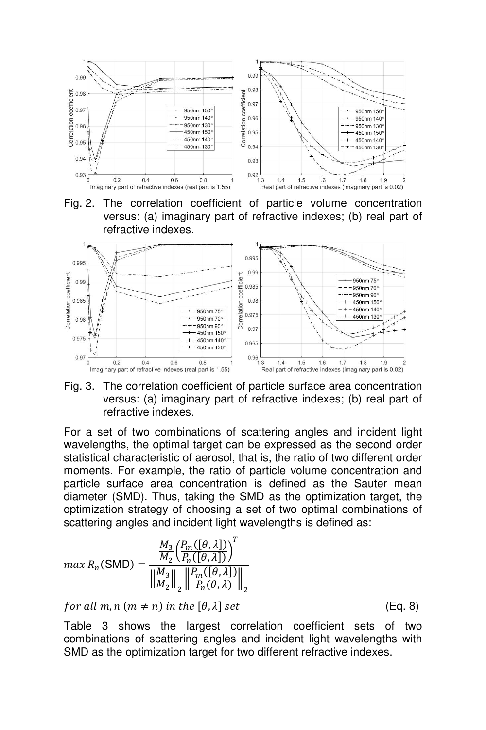Fig. 2. The correlation coefficient of particle volume concentration versus: (a) imaginary part of refractive indexes; (b) real part of refractive indexes.

Fig. 3. The correlation coefficient of particle surface area concentration versus: (a) imaginary part of refractive indexes; (b) real part of refractive indexes.

For a set of two combinations of scattering angles and incident light wavelengths, the optimal target can be expressed as the second order statistical characteristic of aerosol, that is, the ratio of two different order moments. For example, the ratio of particle volume concentration and particle surface area concentration is defined as the Sauter mean diameter (SMD). Thus, taking the SMD as the optimization target, the optimization strategy of choosing a set of two optimal combinations of scattering angles and incident light wavelengths is defined as:

$$max\ R_n(\text{SMD}) = \frac{\frac{M_3}{M_2}\left(\frac{P_m([\theta,\lambda])}{P_n([\theta,\lambda])}\right)^T}{\left\|\frac{M_3}{M_2}\right\|_2 \left\|\frac{P_m([\theta,\lambda])}{P_n(\theta,\lambda)}\right\|_2}$$

$$for\ all\ m,n\ (m \neq n)\ in\ the\ [\theta,\lambda]\ set \quad \text{(Eq. 8)}$$

Table 3 shows the largest correlation coefficient sets of two combinations of scattering angles and incident light wavelengths with SMD as the optimization target for two different refractive indexes.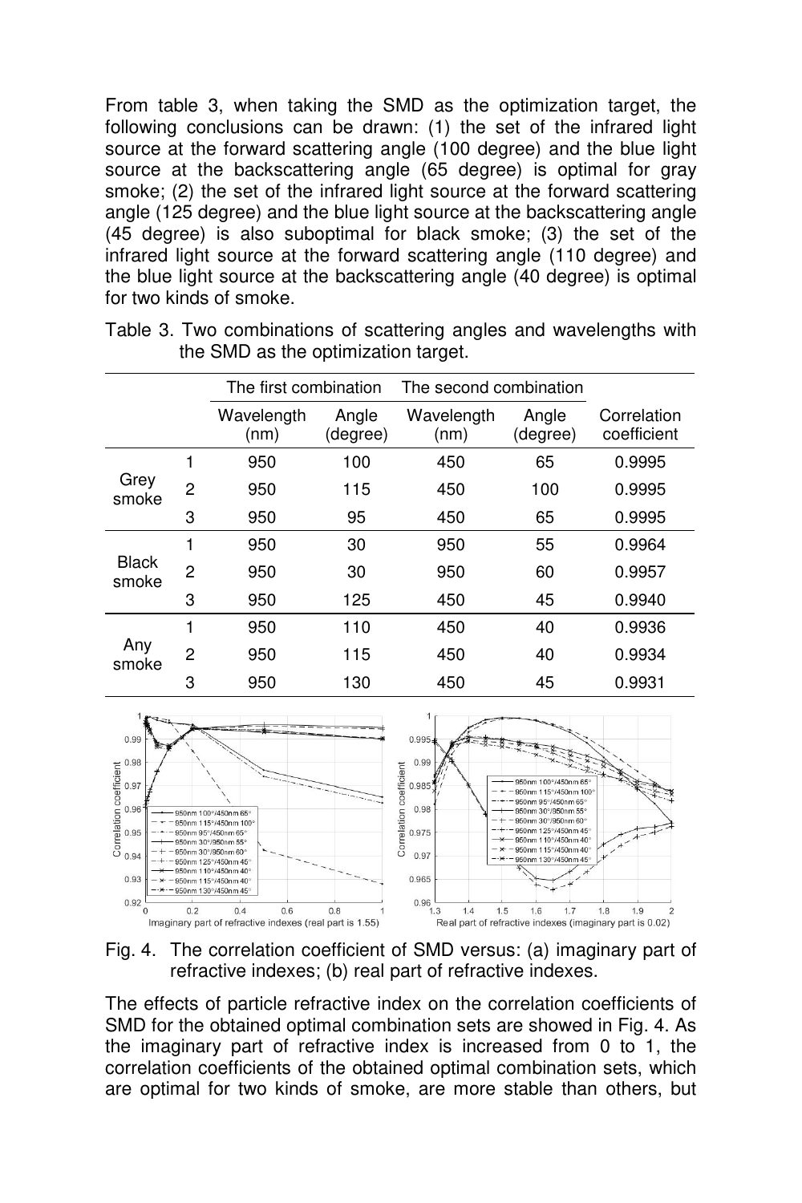From table 3, when taking the SMD as the optimization target, the following conclusions can be drawn: (1) the set of the infrared light source at the forward scattering angle (100 degree) and the blue light source at the backscattering angle (65 degree) is optimal for gray smoke; (2) the set of the infrared light source at the forward scattering angle (125 degree) and the blue light source at the backscattering angle (45 degree) is also suboptimal for black smoke; (3) the set of the infrared light source at the forward scattering angle (110 degree) and the blue light source at the backscattering angle (40 degree) is optimal for two kinds of smoke.

Table 3. Two combinations of scattering angles and wavelengths with the SMD as the optimization target.

| | | The first combination | | The second combination | | |
|---|---|---|---|---|---|---|
| | | Wavelength (nm) | Angle (degree) | Wavelength (nm) | Angle (degree) | Correlation coefficient |
| Grey smoke | 1 | 950 | 100 | 450 | 65 | 0.9995 |
| | 2 | 950 | 115 | 450 | 100 | 0.9995 |
| | 3 | 950 | 95 | 450 | 65 | 0.9995 |
| Black smoke | 1 | 950 | 30 | 950 | 55 | 0.9964 |
| | 2 | 950 | 30 | 950 | 60 | 0.9957 |
| | 3 | 950 | 125 | 450 | 45 | 0.9940 |
| Any smoke | 1 | 950 | 110 | 450 | 40 | 0.9936 |
| | 2 | 950 | 115 | 450 | 40 | 0.9934 |
| | 3 | 950 | 130 | 450 | 45 | 0.9931 |

Fig. 4. The correlation coefficient of SMD versus: (a) imaginary part of refractive indexes; (b) real part of refractive indexes.

The effects of particle refractive index on the correlation coefficients of SMD for the obtained optimal combination sets are showed in Fig. 4. As the imaginary part of refractive index is increased from 0 to 1, the correlation coefficients of the obtained optimal combination sets, which are optimal for two kinds of smoke, are more stable than others, but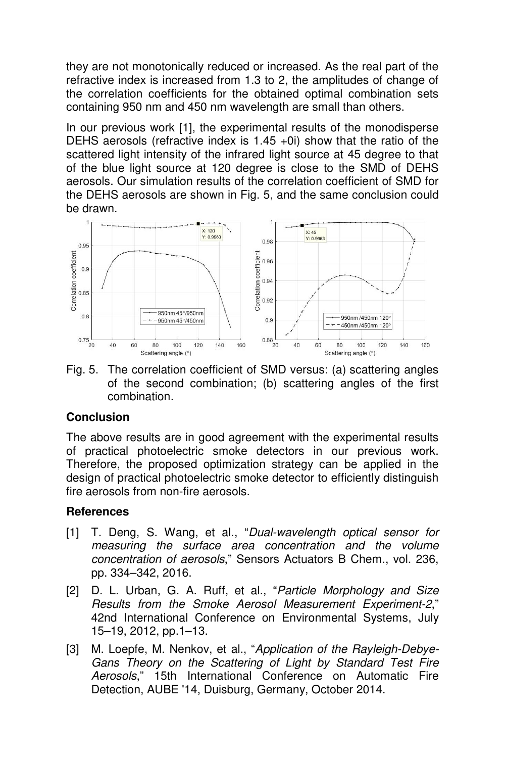they are not monotonically reduced or increased. As the real part of the refractive index is increased from 1.3 to 2, the amplitudes of change of the correlation coefficients for the obtained optimal combination sets containing 950 nm and 450 nm wavelength are small than others.

In our previous work [1], the experimental results of the monodisperse DEHS aerosols (refractive index is 1.45 +0i) show that the ratio of the scattered light intensity of the infrared light source at 45 degree to that of the blue light source at 120 degree is close to the SMD of DEHS aerosols. Our simulation results of the correlation coefficient of SMD for the DEHS aerosols are shown in Fig. 5, and the same conclusion could be drawn.

X: 120
Y: 0.9963
Correlation coefficient
Scattering angle (°)
950nm 45°/950nm
950nm 45°/450nm

X: 45
Y: 0.9963
Correlation coefficient
Scattering angle (°)
950nm /450nm 120°
450nm /450nm 120°

Fig. 5. The correlation coefficient of SMD versus: (a) scattering angles of the second combination; (b) scattering angles of the first combination.

## Conclusion

The above results are in good agreement with the experimental results of practical photoelectric smoke detectors in our previous work. Therefore, the proposed optimization strategy can be applied in the design of practical photoelectric smoke detector to efficiently distinguish fire aerosols from non-fire aerosols.

## References

[1] T. Deng, S. Wang, et al., "*Dual-wavelength optical sensor for measuring the surface area concentration and the volume concentration of aerosols*," Sensors Actuators B Chem., vol. 236, pp. 334–342, 2016.

[2] D. L. Urban, G. A. Ruff, et al., "*Particle Morphology and Size Results from the Smoke Aerosol Measurement Experiment-2*," 42nd International Conference on Environmental Systems, July 15–19, 2012, pp.1–13.

[3] M. Loepfe, M. Nenkov, et al., "*Application of the Rayleigh-Debye-Gans Theory on the Scattering of Light by Standard Test Fire Aerosols*," 15th International Conference on Automatic Fire Detection, AUBE '14, Duisburg, Germany, October 2014.